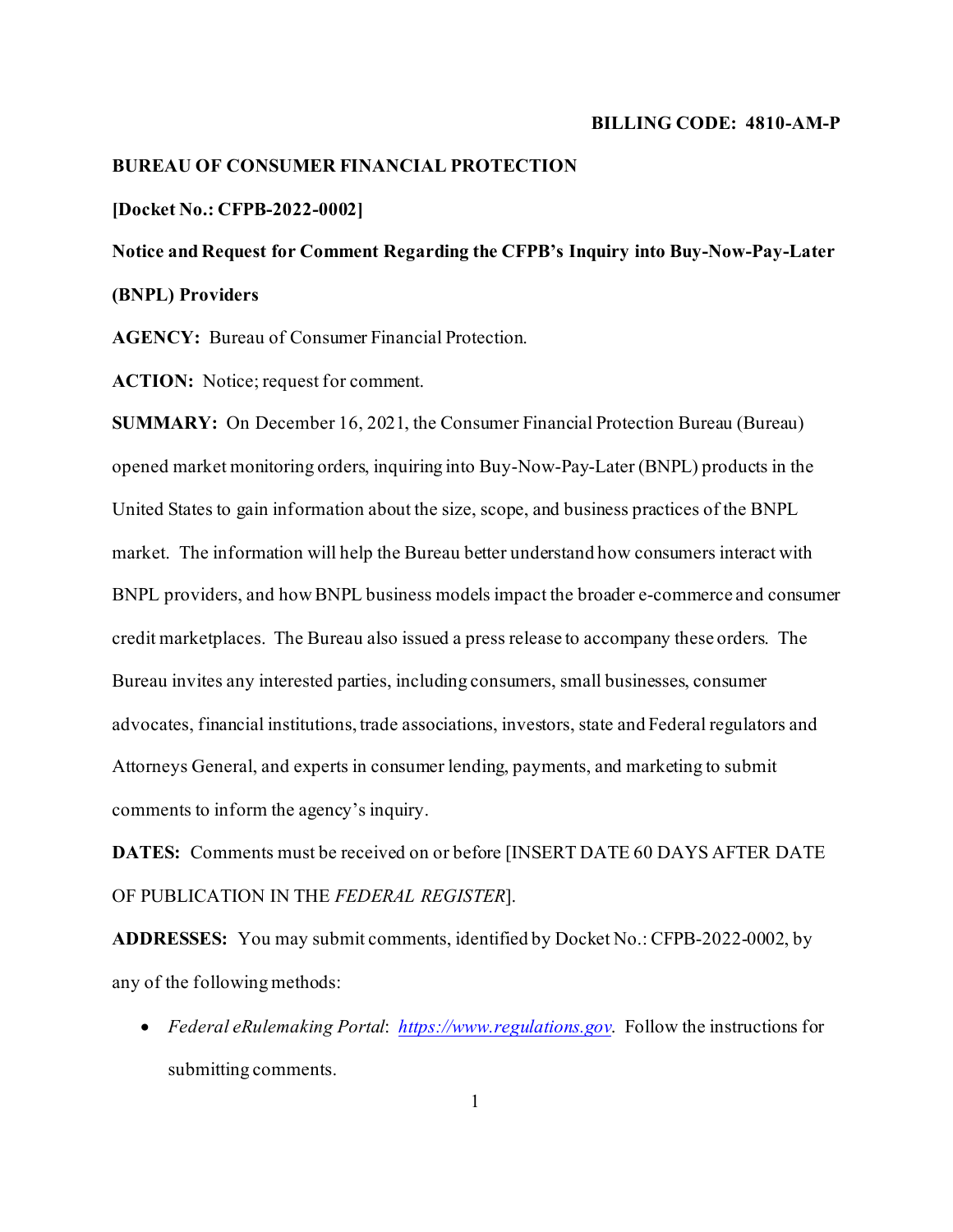**BILLING CODE: 4810-AM-P**

**BUREAU OF CONSUMER FINANCIAL PROTECTION**

**[Docket No.: CFPB-2022-0002]**

**Notice and Request for Comment Regarding the CFPB's Inquiry into Buy-Now-Pay-Later (BNPL) Providers**

**AGENCY:** Bureau of Consumer Financial Protection.

**ACTION:** Notice; request for comment.

**SUMMARY:** On December 16, 2021, the Consumer Financial Protection Bureau (Bureau) opened market monitoring orders, inquiring into Buy-Now-Pay-Later (BNPL) products in the United States to gain information about the size, scope, and business practices of the BNPL market. The information will help the Bureau better understand how consumers interact with BNPL providers, and how BNPL business models impact the broader e-commerce and consumer credit marketplaces. The Bureau also issued a press release to accompany these orders. The Bureau invites any interested parties, including consumers, small businesses, consumer advocates, financial institutions, trade associations, investors, state and Federal regulators and Attorneys General, and experts in consumer lending, payments, and marketing to submit comments to inform the agency's inquiry.

**DATES:** Comments must be received on or before [INSERT DATE 60 DAYS AFTER DATE OF PUBLICATION IN THE *FEDERAL REGISTER*].

**ADDRESSES:** You may submit comments, identified by Docket No.: CFPB-2022-0002, by any of the following methods:

- *Federal eRulemaking Portal*: *https://www.regulations.gov*. Follow the instructions for submitting comments.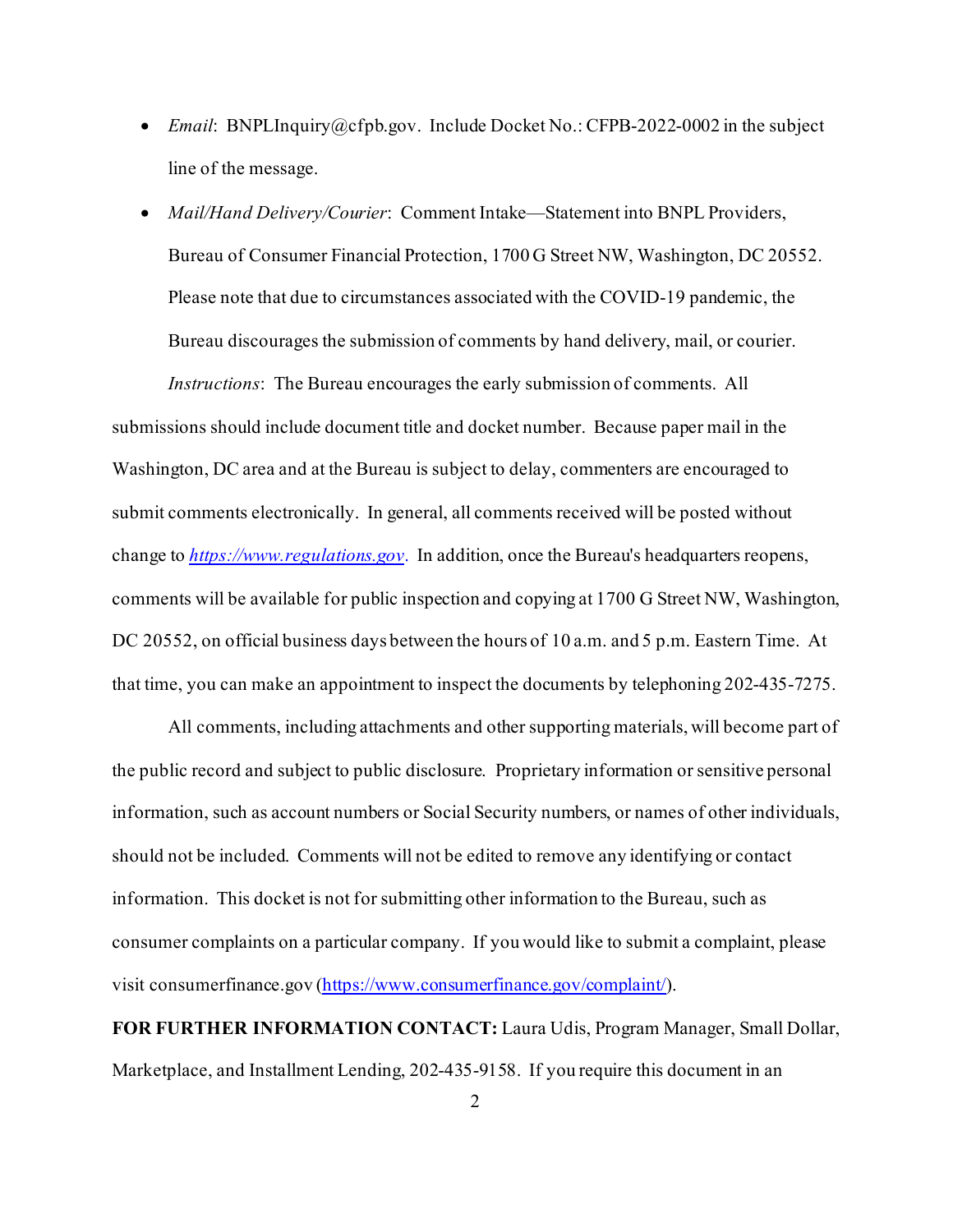- *Email*: BNPLInquiry@cfpb.gov. Include Docket No.: CFPB-2022-0002 in the subject line of the message.
- *Mail/Hand Delivery/Courier*: Comment Intake—Statement into BNPL Providers, Bureau of Consumer Financial Protection, 1700 G Street NW, Washington, DC 20552. Please note that due to circumstances associated with the COVID-19 pandemic, the Bureau discourages the submission of comments by hand delivery, mail, or courier.

*Instructions*: The Bureau encourages the early submission of comments. All submissions should include document title and docket number. Because paper mail in the Washington, DC area and at the Bureau is subject to delay, commenters are encouraged to submit comments electronically. In general, all comments received will be posted without change to *https://www.regulations.gov*. In addition, once the Bureau's headquarters reopens, comments will be available for public inspection and copying at 1700 G Street NW, Washington, DC 20552, on official business days between the hours of 10 a.m. and 5 p.m. Eastern Time. At that time, you can make an appointment to inspect the documents by telephoning 202-435-7275.

All comments, including attachments and other supporting materials, will become part of the public record and subject to public disclosure. Proprietary information or sensitive personal information, such as account numbers or Social Security numbers, or names of other individuals, should not be included. Comments will not be edited to remove any identifying or contact information. This docket is not for submitting other information to the Bureau, such as consumer complaints on a particular company. If you would like to submit a complaint, please visit consumerfinance.gov (https://www.consumerfinance.gov/complaint/).

**FOR FURTHER INFORMATION CONTACT:** Laura Udis, Program Manager, Small Dollar, Marketplace, and Installment Lending, 202-435-9158. If you require this document in an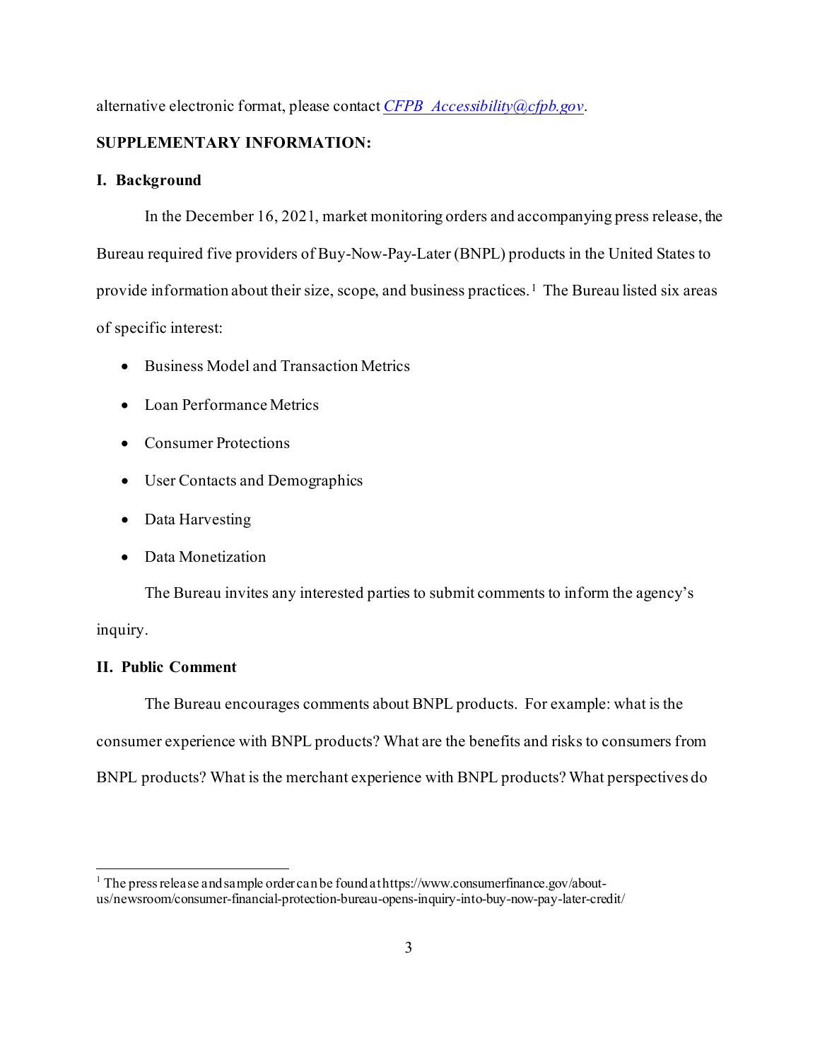alternative electronic format, please contact *CFPB_Accessibility@cfpb.gov*.

**SUPPLEMENTARY INFORMATION:**

**I. Background**

In the December 16, 2021, market monitoring orders and accompanying press release, the Bureau required five providers of Buy-Now-Pay-Later (BNPL) products in the United States to provide information about their size, scope, and business practices.[1] The Bureau listed six areas of specific interest:

- Business Model and Transaction Metrics
- Loan Performance Metrics
- Consumer Protections
- User Contacts and Demographics
- Data Harvesting
- Data Monetization

The Bureau invites any interested parties to submit comments to inform the agency's inquiry.

**II. Public Comment**

The Bureau encourages comments about BNPL products. For example: what is the consumer experience with BNPL products? What are the benefits and risks to consumers from BNPL products? What is the merchant experience with BNPL products? What perspectives do

[1] The press release and sample order can be found at https://www.consumerfinance.gov/about-us/newsroom/consumer-financial-protection-bureau-opens-inquiry-into-buy-now-pay-later-credit/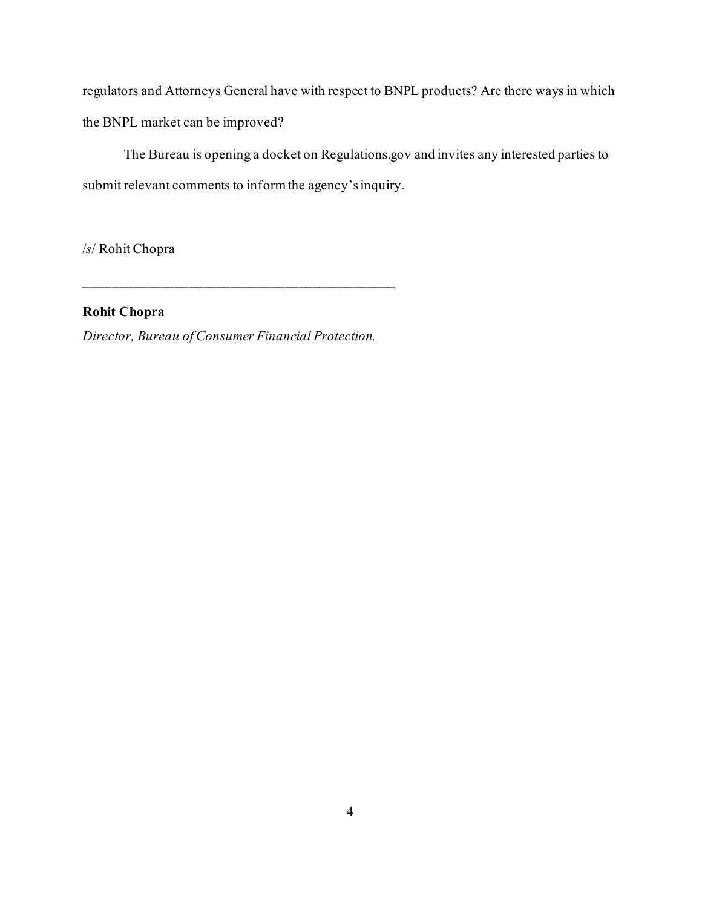regulators and Attorneys General have with respect to BNPL products? Are there ways in which the BNPL market can be improved?

The Bureau is opening a docket on Regulations.gov and invites any interested parties to submit relevant comments to inform the agency's inquiry.

/*s*/ Rohit Chopra

_______________________________________________

**Rohit Chopra**

*Director, Bureau of Consumer Financial Protection.*